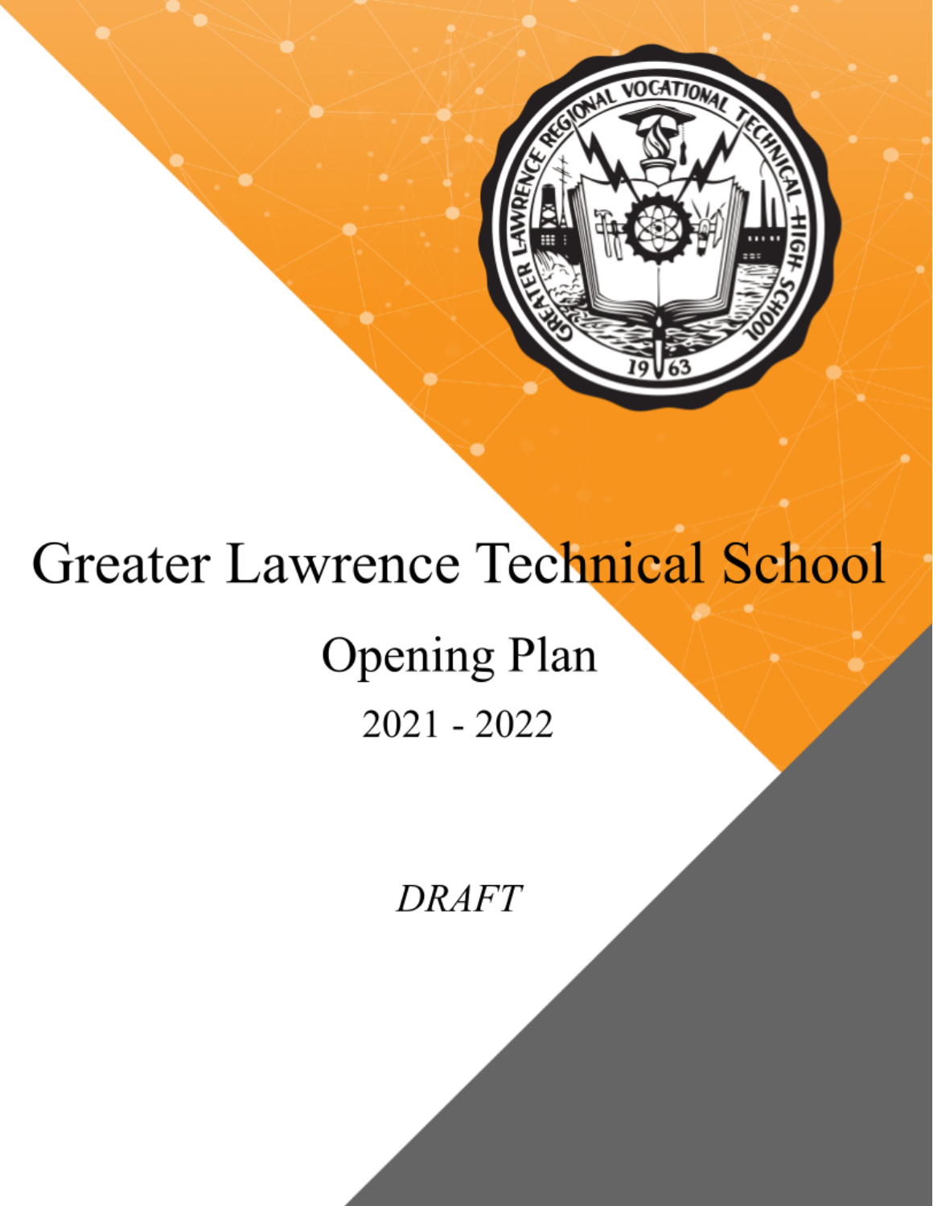# Greater Lawrence Technical School

## Opening Plan

2021 - 2022

*DRAFT*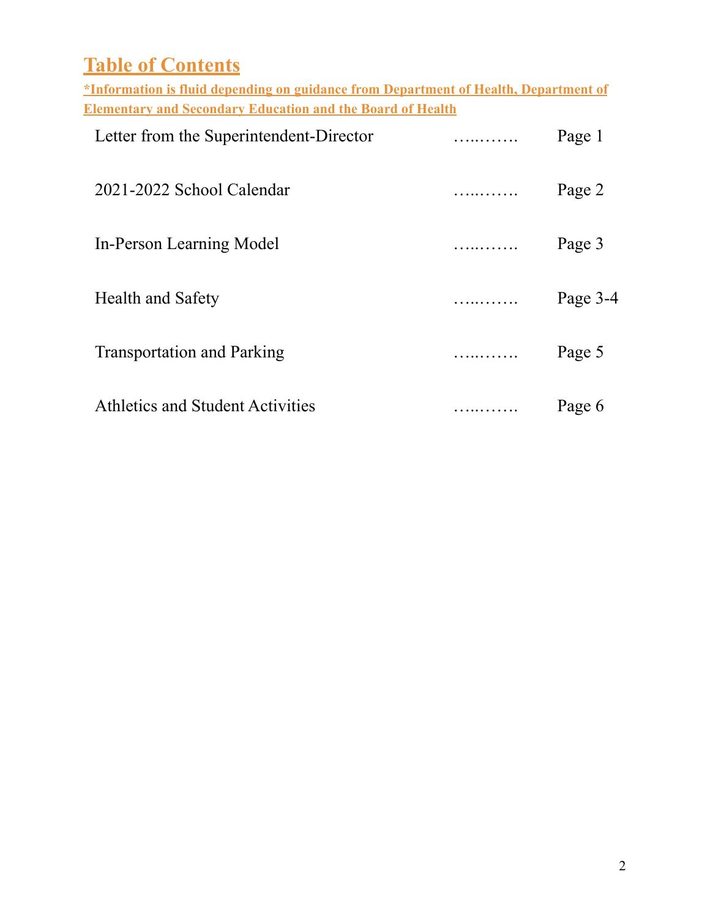## Table of Contents

***Information is fluid depending on guidance from Department of Health, Department of Elementary and Secondary Education and the Board of Health**

| | | |
|---|---|---|
| Letter from the Superintendent-Director | …..……. | Page 1 |
| 2021-2022 School Calendar | …..……. | Page 2 |
| In-Person Learning Model | …..……. | Page 3 |
| Health and Safety | …..……. | Page 3-4 |
| Transportation and Parking | …..……. | Page 5 |
| Athletics and Student Activities | …..……. | Page 6 |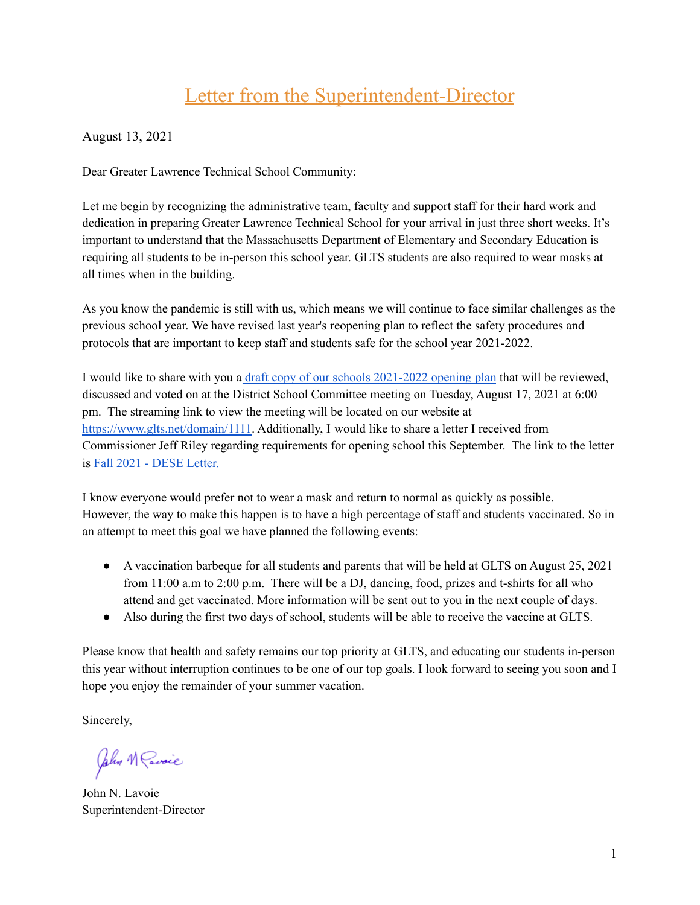# Letter from the Superintendent-Director

August 13, 2021

Dear Greater Lawrence Technical School Community:

Let me begin by recognizing the administrative team, faculty and support staff for their hard work and dedication in preparing Greater Lawrence Technical School for your arrival in just three short weeks. It's important to understand that the Massachusetts Department of Elementary and Secondary Education is requiring all students to be in-person this school year. GLTS students are also required to wear masks at all times when in the building.

As you know the pandemic is still with us, which means we will continue to face similar challenges as the previous school year. We have revised last year's reopening plan to reflect the safety procedures and protocols that are important to keep staff and students safe for the school year 2021-2022.

I would like to share with you a draft copy of our schools 2021-2022 opening plan that will be reviewed, discussed and voted on at the District School Committee meeting on Tuesday, August 17, 2021 at 6:00 pm. The streaming link to view the meeting will be located on our website at https://www.glts.net/domain/1111. Additionally, I would like to share a letter I received from Commissioner Jeff Riley regarding requirements for opening school this September. The link to the letter is Fall 2021 - DESE Letter.

I know everyone would prefer not to wear a mask and return to normal as quickly as possible. However, the way to make this happen is to have a high percentage of staff and students vaccinated. So in an attempt to meet this goal we have planned the following events:

- A vaccination barbeque for all students and parents that will be held at GLTS on August 25, 2021 from 11:00 a.m to 2:00 p.m. There will be a DJ, dancing, food, prizes and t-shirts for all who attend and get vaccinated. More information will be sent out to you in the next couple of days.
- Also during the first two days of school, students will be able to receive the vaccine at GLTS.

Please know that health and safety remains our top priority at GLTS, and educating our students in-person this year without interruption continues to be one of our top goals. I look forward to seeing you soon and I hope you enjoy the remainder of your summer vacation.

Sincerely,

John N. Lavoie
Superintendent-Director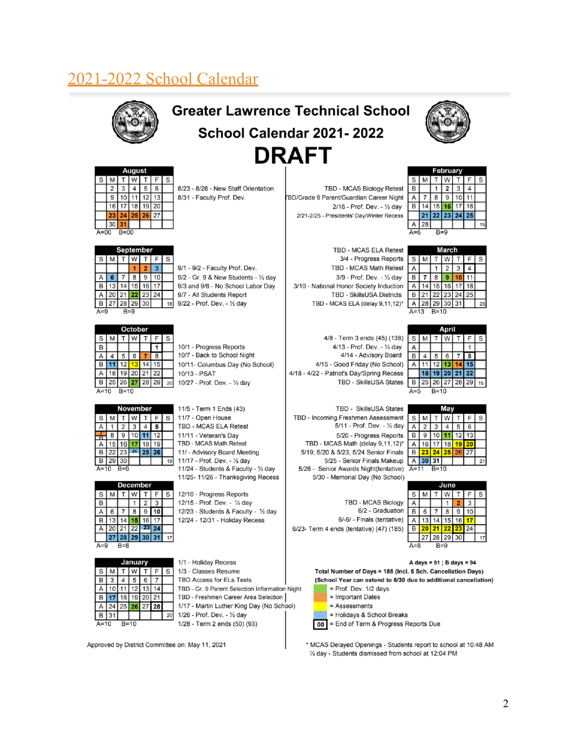# 2021-2022 School Calendar

## Greater Lawrence Technical School

## School Calendar 2021- 2022

# DRAFT

### August

| S | M | T | W | T | F | S |
|---|---|---|---|---|---|---|
| | 2 | 3 | 4 | 5 | 6 | |
| | 9 | 10 | 11 | 12 | 13 | |
| | 16 | 17 | 18 | 19 | 20 | |
| | 23 | 24 | 25 | 26 | 27 | |
| | 30 | 31 | | | | |

A=00 B=00

- 8/23 - 8/26 - New Staff Orientation
- 8/31 - Faculty Prof. Dev.

### September

| S | M | T | W | T | F | S |
|---|---|---|---|---|---|---|
| | | | 1 | 2 | 3 | |
| A | 6 | 7 | 8 | 9 | 10 | |
| B | 13 | 14 | 15 | 16 | 17 | |
| A | 20 | 21 | 22 | 23 | 24 | |
| B | 27 | 28 | 29 | 30 | | 18 |

A=9 B=9

- 9/1 - 9/2 - Faculty Prof. Dev.
- 9/2 - Gr. 9 & New Students - ½ day
- 9/3 and 9/6 - No School Labor Day
- 9/7 - All Students Report
- 9/22 - Prof. Dev. - ½ day

### October

| S | M | T | W | T | F | S |
|---|---|---|---|---|---|---|
| B | | | | | 1 | |
| A | 4 | 5 | 6 | 7 | 8 | |
| B | 11 | 12 | 13 | 14 | 15 | |
| A | 18 | 19 | 20 | 21 | 22 | |
| B | 25 | 26 | 27 | 28 | 29 | 20 |

A=10 B=10

- 10/1 - Progress Reports
- 10/7 - Back to School Night
- 10/11- Columbus Day (No School)
- 10/13 - PSAT
- 10/27 - Prof. Dev. - ½ day

### November

| S | M | T | W | T | F | S |
|---|---|---|---|---|---|---|
| A | 1 | 2 | 3 | 4 | 5 | |
| B | 8 | 9 | 10 | 11 | 12 | |
| A | 15 | 16 | 17 | 18 | 19 | |
| B | 22 | 23 | 24 | 25 | 26 | |
| B | 29 | 30 | | | | 19 |

A=10 B=9

- 11/5 - Term 1 Ends (43)
- 11/7 - Open House
- TBD - MCAS ELA Retest
- 11/11 - Veteran's Day
- TBD - MCAS Math Retest
- 11/ - Advisory Board Meeting
- 11/17 - Prof. Dev. - ½ day
- 11/24 - Students & Faculty - ½ day
- 11/25- 11/26 - Thanksgiving Recess

### December

| S | M | T | W | T | F | S |
|---|---|---|---|---|---|---|
| B | | | 1 | 2 | 3 | |
| A | 6 | 7 | 8 | 9 | 10 | |
| B | 13 | 14 | 15 | 16 | 17 | |
| A | 20 | 21 | 22 | 23 | 24 | |
| | 27 | 28 | 29 | 30 | 31 | 17 |

A=9 B=8

- 12/10 - Progress Reports
- 12/15 - Prof. Dev. - ½ day
- 12/23 - Students & Faculty - ½ day
- 12/24 - 12/31 - Holiday Recess

### January

| S | M | T | W | T | F | S |
|---|---|---|---|---|---|---|
| B | 3 | 4 | 5 | 6 | 7 | |
| A | 10 | 11 | 12 | 13 | 14 | |
| B | 17 | 18 | 19 | 20 | 21 | |
| A | 24 | 25 | 26 | 27 | 28 | |
| B | 31 | | | | | 20 |

A=10 B=10

- 1/1 - Holiday Recess
- 1/3 - Classes Resume
- TBD Access for ELs Tests
- TBD - Gr. 9 Parent Selection Information Night
- TBD - Freshmen Career Area Selection
- 1/17 - Martin Luther King Day (No School)
- 1/26 - Prof. Dev. - ½ day
- 1/28 - Term 2 ends (50) (93)

### February

| S | M | T | W | T | F | S |
|---|---|---|---|---|---|---|
| B | | 1 | 2 | 3 | 4 | |
| A | 7 | 8 | 9 | 10 | 11 | |
| B | 14 | 15 | 16 | 17 | 18 | |
| | 21 | 22 | 23 | 24 | 25 | |
| A | 28 | | | | | 15 |

A=6 B=9

- TBD - MCAS Biology Retest
- TBD/Grade 9 Parent/Guardian Career Night
- 2/16 - Prof. Dev. - ½ day
- 2/21-2/25 - Presidents' Day/Winter Recess

### March

| S | M | T | W | T | F | S |
|---|---|---|---|---|---|---|
| A | | 1 | 2 | 3 | 4 | |
| B | 7 | 8 | 9 | 10 | 11 | |
| A | 14 | 15 | 16 | 17 | 18 | |
| B | 21 | 22 | 23 | 24 | 25 | |
| A | 28 | 29 | 30 | 31 | | 23 |

A=13 B=10

- TBD - MCAS ELA Retest
- 3/4 - Progress Reports
- TBD - MCAS Math Retest
- 3/9 - Prof. Dev. - ½ day
- 3/10 - National Honor Society Induction
- TBD - SkillsUSA Districts
- TBD - MCAS ELA (delay 9,11,12)*

### April

| S | M | T | W | T | F | S |
|---|---|---|---|---|---|---|
| A | | | | | 1 | |
| B | 4 | 5 | 6 | 7 | 8 | |
| A | 11 | 12 | 13 | 14 | 15 | |
| | 18 | 19 | 20 | 21 | 22 | |
| B | 25 | 26 | 27 | 28 | 29 | 15 |

A=5 B=10

- 4/8 - Term 3 ends (45) (138)
- 4/13 - Prof. Dev. - ½ day
- 4/14 - Advisory Board
- 4/15 - Good Friday (No School)
- 4/18 - 4/22 - Patriot's Day/Spring Recess
- TBD - SkillsUSA States

### May

| S | M | T | W | T | F | S |
|---|---|---|---|---|---|---|
| A | 2 | 3 | 4 | 5 | 6 | |
| B | 9 | 10 | 11 | 12 | 13 | |
| A | 16 | 17 | 18 | 19 | 20 | |
| B | 23 | 24 | 25 | 26 | 27 | |
| A | 30 | 31 | | | | 21 |

A=11 B=10

- TBD - SkillsUSA States
- TBD - Incoming Freshmen Assessment
- 5/11 - Prof. Dev. - ½ day
- 5/20 - Progress Reports
- TBD - MCAS Math (delay 9,11,12)*
- 5/19, 5/20 & 5/23, 5/24 Senior Finals
- 5/25 - Senior Finals Makeup
- 5/26 - Senior Awards Night(tentative)
- 5/30 - Memorial Day (No School)

### June

| S | M | T | W | T | F | S |
|---|---|---|---|---|---|---|
| A | | | 1 | 2 | 3 | |
| B | 6 | 7 | 8 | 9 | 10 | |
| A | 13 | 14 | 15 | 16 | 17 | |
| B | 20 | 21 | 22 | 23 | 24 | |
| | 27 | 28 | 29 | 30 | | 17 |

A=8 B=9

- TBD - MCAS Biology
- 6/2 - Graduation
- 6/-6/ - Finals (tentative)
- 6/23- Term 4 ends (tentative) (47) (185)

**A days = 91 ; B days = 94**

**Total Number of Days = 185 (Incl. 5 Sch. Cancellation Days)**

**(School Year can extend to 6/30 due to additional cancellation)**

- (green) = Prof. Dev. 1/2 days
- (orange) = Important Dates
- (yellow) = Assessments
- (blue) = Holidays & School Breaks
- **00** = End of Term & Progress Reports Due

Approved by District Committee on: May 11, 2021

\* MCAS Delayed Openings - Students report to school at 10:48 AM

½ day - Students dismissed from school at 12:04 PM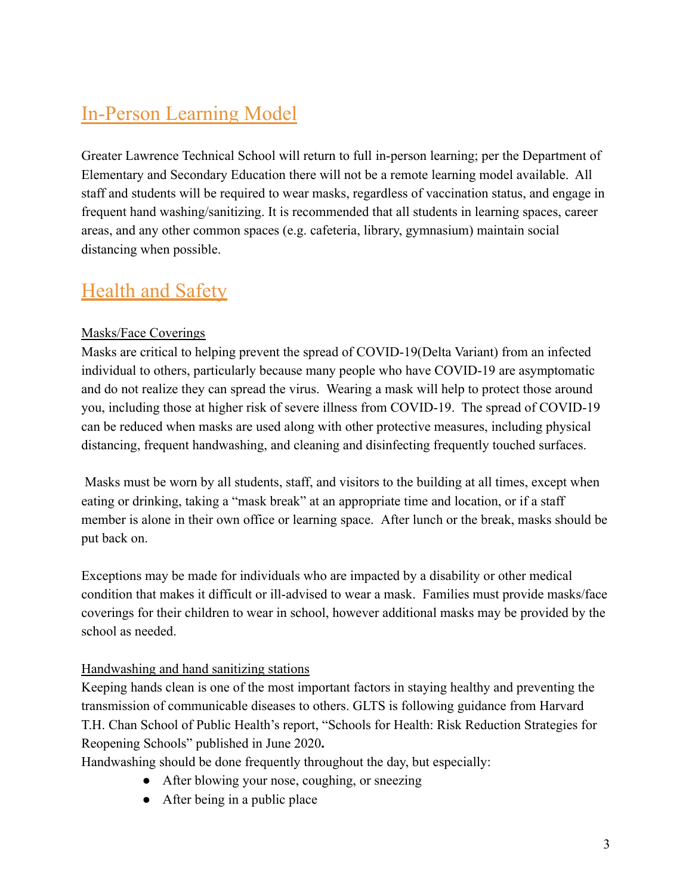## In-Person Learning Model

Greater Lawrence Technical School will return to full in-person learning; per the Department of Elementary and Secondary Education there will not be a remote learning model available. All staff and students will be required to wear masks, regardless of vaccination status, and engage in frequent hand washing/sanitizing. It is recommended that all students in learning spaces, career areas, and any other common spaces (e.g. cafeteria, library, gymnasium) maintain social distancing when possible.

## Health and Safety

### Masks/Face Coverings

Masks are critical to helping prevent the spread of COVID-19(Delta Variant) from an infected individual to others, particularly because many people who have COVID-19 are asymptomatic and do not realize they can spread the virus. Wearing a mask will help to protect those around you, including those at higher risk of severe illness from COVID-19. The spread of COVID-19 can be reduced when masks are used along with other protective measures, including physical distancing, frequent handwashing, and cleaning and disinfecting frequently touched surfaces.

Masks must be worn by all students, staff, and visitors to the building at all times, except when eating or drinking, taking a "mask break" at an appropriate time and location, or if a staff member is alone in their own office or learning space. After lunch or the break, masks should be put back on.

Exceptions may be made for individuals who are impacted by a disability or other medical condition that makes it difficult or ill-advised to wear a mask. Families must provide masks/face coverings for their children to wear in school, however additional masks may be provided by the school as needed.

### Handwashing and hand sanitizing stations

Keeping hands clean is one of the most important factors in staying healthy and preventing the transmission of communicable diseases to others. GLTS is following guidance from Harvard T.H. Chan School of Public Health's report, "Schools for Health: Risk Reduction Strategies for Reopening Schools" published in June 2020**.**

Handwashing should be done frequently throughout the day, but especially:

- After blowing your nose, coughing, or sneezing
- After being in a public place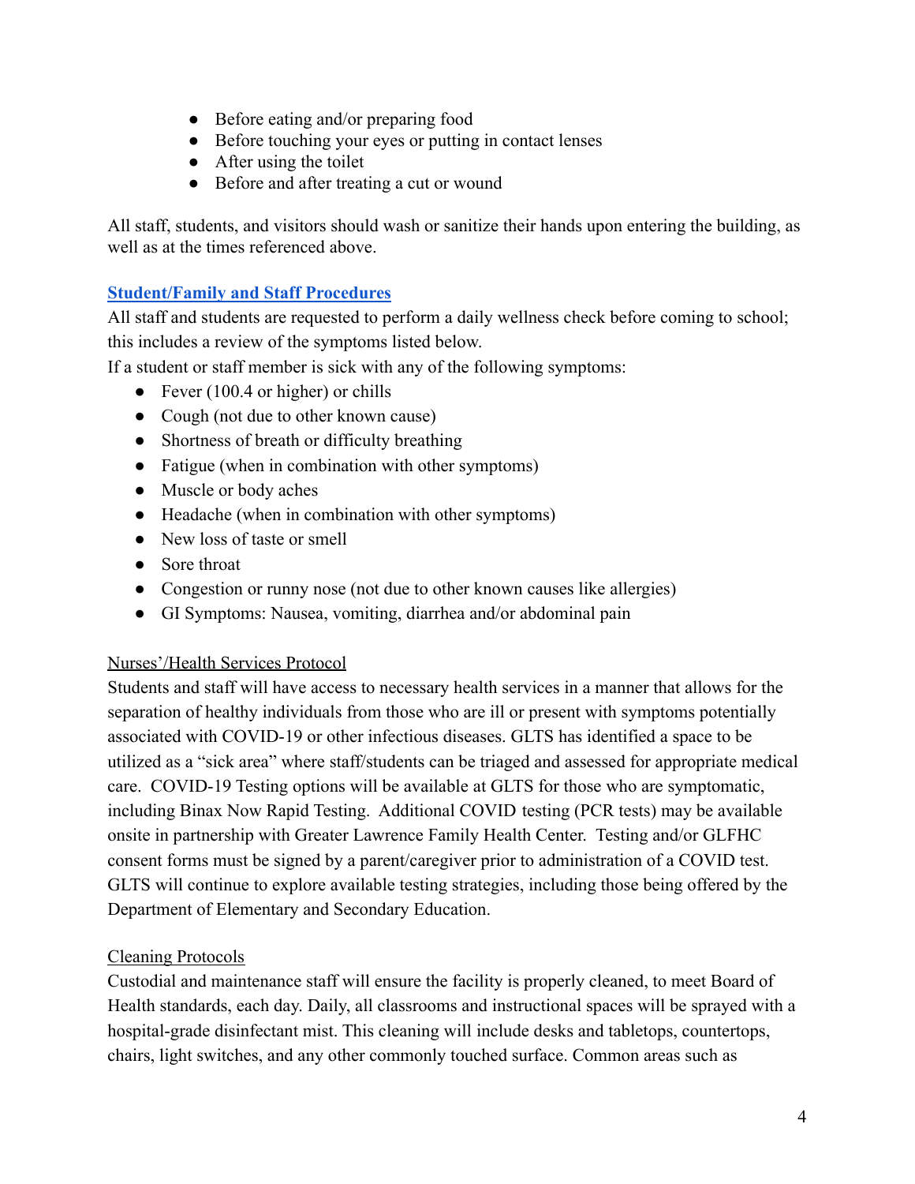- Before eating and/or preparing food
- Before touching your eyes or putting in contact lenses
- After using the toilet
- Before and after treating a cut or wound

All staff, students, and visitors should wash or sanitize their hands upon entering the building, as well as at the times referenced above.

**Student/Family and Staff Procedures**

All staff and students are requested to perform a daily wellness check before coming to school; this includes a review of the symptoms listed below.

If a student or staff member is sick with any of the following symptoms:

- Fever (100.4 or higher) or chills
- Cough (not due to other known cause)
- Shortness of breath or difficulty breathing
- Fatigue (when in combination with other symptoms)
- Muscle or body aches
- Headache (when in combination with other symptoms)
- New loss of taste or smell
- Sore throat
- Congestion or runny nose (not due to other known causes like allergies)
- GI Symptoms: Nausea, vomiting, diarrhea and/or abdominal pain

Nurses'/Health Services Protocol

Students and staff will have access to necessary health services in a manner that allows for the separation of healthy individuals from those who are ill or present with symptoms potentially associated with COVID-19 or other infectious diseases. GLTS has identified a space to be utilized as a "sick area" where staff/students can be triaged and assessed for appropriate medical care. COVID-19 Testing options will be available at GLTS for those who are symptomatic, including Binax Now Rapid Testing. Additional COVID testing (PCR tests) may be available onsite in partnership with Greater Lawrence Family Health Center. Testing and/or GLFHC consent forms must be signed by a parent/caregiver prior to administration of a COVID test. GLTS will continue to explore available testing strategies, including those being offered by the Department of Elementary and Secondary Education.

Cleaning Protocols

Custodial and maintenance staff will ensure the facility is properly cleaned, to meet Board of Health standards, each day. Daily, all classrooms and instructional spaces will be sprayed with a hospital-grade disinfectant mist. This cleaning will include desks and tabletops, countertops, chairs, light switches, and any other commonly touched surface. Common areas such as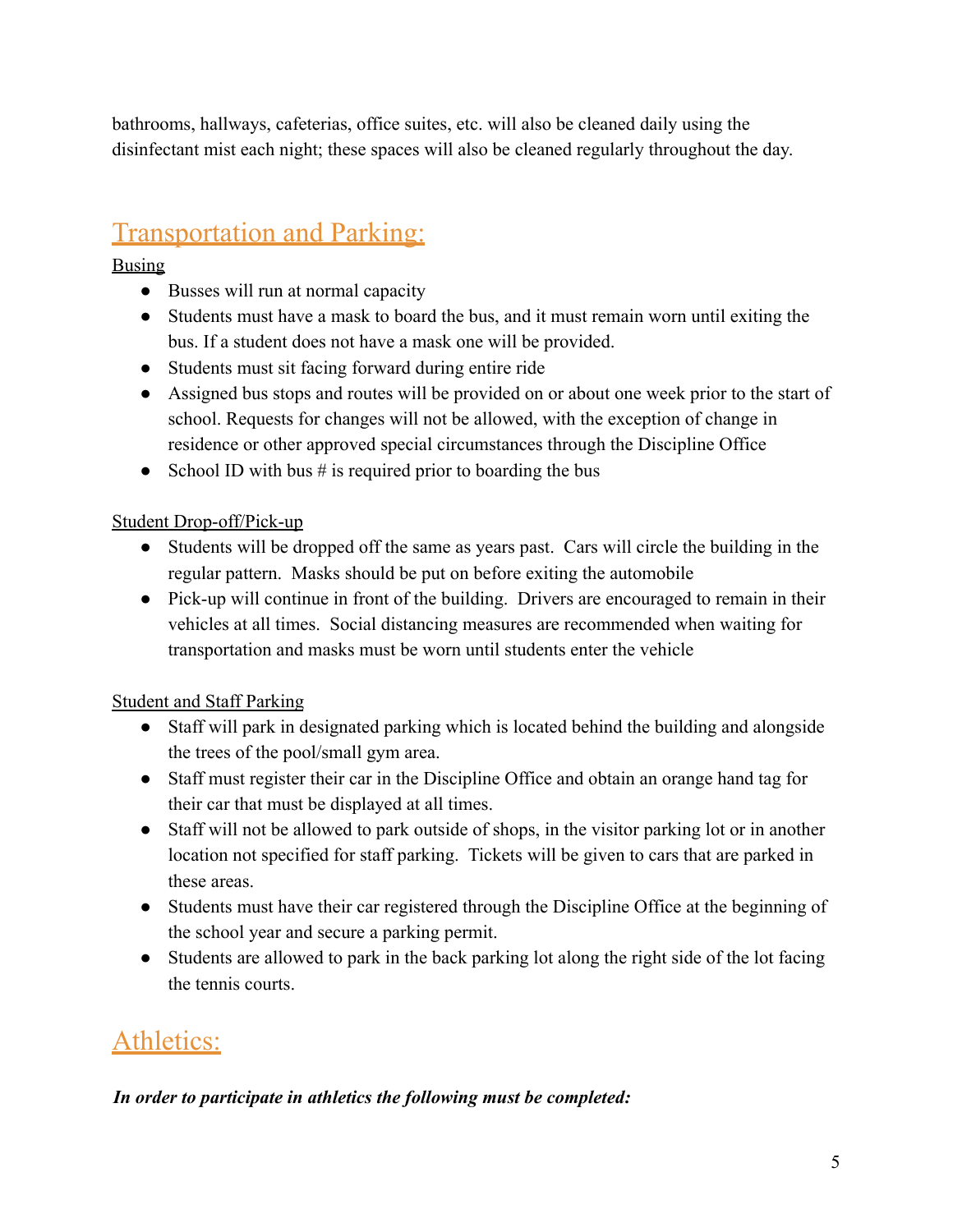bathrooms, hallways, cafeterias, office suites, etc. will also be cleaned daily using the disinfectant mist each night; these spaces will also be cleaned regularly throughout the day.

## Transportation and Parking:

Busing

- Busses will run at normal capacity
- Students must have a mask to board the bus, and it must remain worn until exiting the bus. If a student does not have a mask one will be provided.
- Students must sit facing forward during entire ride
- Assigned bus stops and routes will be provided on or about one week prior to the start of school. Requests for changes will not be allowed, with the exception of change in residence or other approved special circumstances through the Discipline Office
- School ID with bus # is required prior to boarding the bus

Student Drop-off/Pick-up

- Students will be dropped off the same as years past. Cars will circle the building in the regular pattern. Masks should be put on before exiting the automobile
- Pick-up will continue in front of the building. Drivers are encouraged to remain in their vehicles at all times. Social distancing measures are recommended when waiting for transportation and masks must be worn until students enter the vehicle

Student and Staff Parking

- Staff will park in designated parking which is located behind the building and alongside the trees of the pool/small gym area.
- Staff must register their car in the Discipline Office and obtain an orange hand tag for their car that must be displayed at all times.
- Staff will not be allowed to park outside of shops, in the visitor parking lot or in another location not specified for staff parking. Tickets will be given to cars that are parked in these areas.
- Students must have their car registered through the Discipline Office at the beginning of the school year and secure a parking permit.
- Students are allowed to park in the back parking lot along the right side of the lot facing the tennis courts.

## Athletics:

***In order to participate in athletics the following must be completed:***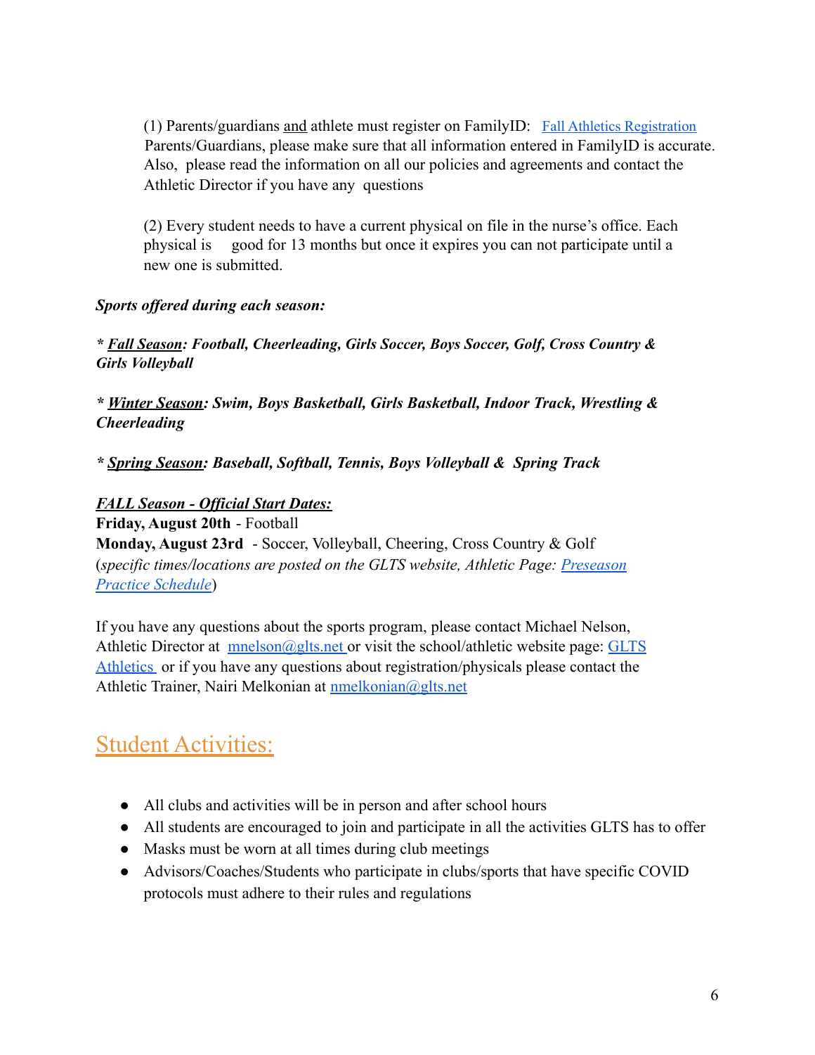(1) Parents/guardians <u>and</u> athlete must register on FamilyID: [Fall Athletics Registration]
Parents/Guardians, please make sure that all information entered in FamilyID is accurate. Also, please read the information on all our policies and agreements and contact the Athletic Director if you have any questions

(2) Every student needs to have a current physical on file in the nurse's office. Each physical is good for 13 months but once it expires you can not participate until a new one is submitted.

***Sports offered during each season:***

***\* <u>Fall Season</u>: Football, Cheerleading, Girls Soccer, Boys Soccer, Golf, Cross Country & Girls Volleyball***

***\* <u>Winter Season</u>: Swim, Boys Basketball, Girls Basketball, Indoor Track, Wrestling & Cheerleading***

***\* <u>Spring Season</u>: Baseball, Softball, Tennis, Boys Volleyball & Spring Track***

***<u>FALL Season - Official Start Dates:</u>***
**Friday, August 20th** - Football
**Monday, August 23rd** - Soccer, Volleyball, Cheering, Cross Country & Golf
(*specific times/locations are posted on the GLTS website, Athletic Page: Preseason Practice Schedule*)

If you have any questions about the sports program, please contact Michael Nelson, Athletic Director at mnelson@glts.net or visit the school/athletic website page: GLTS Athletics or if you have any questions about registration/physicals please contact the Athletic Trainer, Nairi Melkonian at nmelkonian@glts.net

## Student Activities:

- All clubs and activities will be in person and after school hours
- All students are encouraged to join and participate in all the activities GLTS has to offer
- Masks must be worn at all times during club meetings
- Advisors/Coaches/Students who participate in clubs/sports that have specific COVID protocols must adhere to their rules and regulations